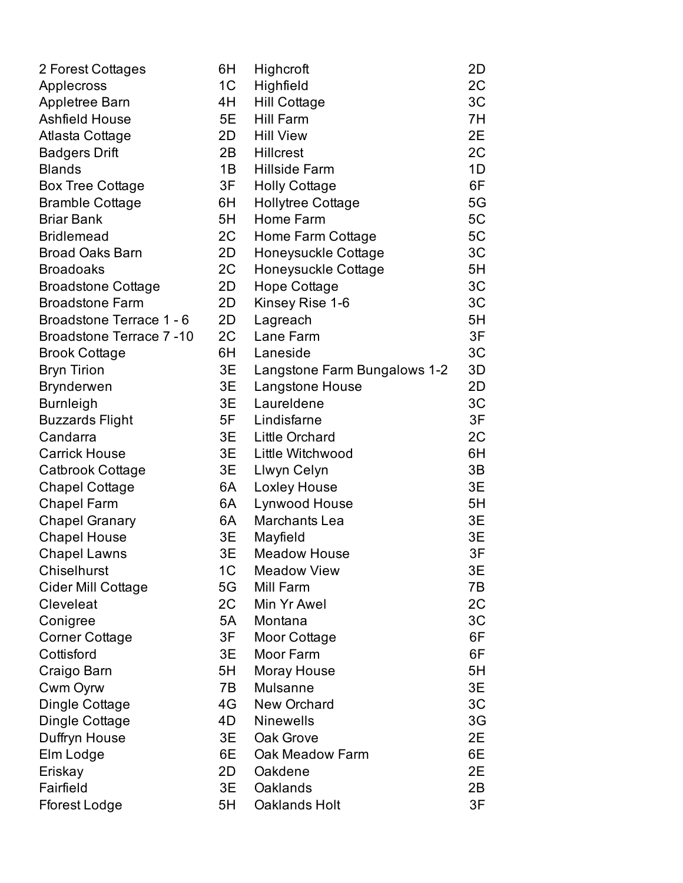| | | | |
|---|---|---|---|
| 2 Forest Cottages | 6H | Highcroft | 2D |
| Applecross | 1C | Highfield | 2C |
| Appletree Barn | 4H | Hill Cottage | 3C |
| Ashfield House | 5E | Hill Farm | 7H |
| Atlasta Cottage | 2D | Hill View | 2E |
| Badgers Drift | 2B | Hillcrest | 2C |
| Blands | 1B | Hillside Farm | 1D |
| Box Tree Cottage | 3F | Holly Cottage | 6F |
| Bramble Cottage | 6H | Hollytree Cottage | 5G |
| Briar Bank | 5H | Home Farm | 5C |
| Bridlemead | 2C | Home Farm Cottage | 5C |
| Broad Oaks Barn | 2D | Honeysuckle Cottage | 3C |
| Broadoaks | 2C | Honeysuckle Cottage | 5H |
| Broadstone Cottage | 2D | Hope Cottage | 3C |
| Broadstone Farm | 2D | Kinsey Rise 1-6 | 3C |
| Broadstone Terrace 1 - 6 | 2D | Lagreach | 5H |
| Broadstone Terrace 7 -10 | 2C | Lane Farm | 3F |
| Brook Cottage | 6H | Laneside | 3C |
| Bryn Tirion | 3E | Langstone Farm Bungalows 1-2 | 3D |
| Brynderwen | 3E | Langstone House | 2D |
| Burnleigh | 3E | Laureldene | 3C |
| Buzzards Flight | 5F | Lindisfarne | 3F |
| Candarra | 3E | Little Orchard | 2C |
| Carrick House | 3E | Little Witchwood | 6H |
| Catbrook Cottage | 3E | Llwyn Celyn | 3B |
| Chapel Cottage | 6A | Loxley House | 3E |
| Chapel Farm | 6A | Lynwood House | 5H |
| Chapel Granary | 6A | Marchants Lea | 3E |
| Chapel House | 3E | Mayfield | 3E |
| Chapel Lawns | 3E | Meadow House | 3F |
| Chiselhurst | 1C | Meadow View | 3E |
| Cider Mill Cottage | 5G | Mill Farm | 7B |
| Cleveleat | 2C | Min Yr Awel | 2C |
| Conigree | 5A | Montana | 3C |
| Corner Cottage | 3F | Moor Cottage | 6F |
| Cottisford | 3E | Moor Farm | 6F |
| Craigo Barn | 5H | Moray House | 5H |
| Cwm Oyrw | 7B | Mulsanne | 3E |
| Dingle Cottage | 4G | New Orchard | 3C |
| Dingle Cottage | 4D | Ninewells | 3G |
| Duffryn House | 3E | Oak Grove | 2E |
| Elm Lodge | 6E | Oak Meadow Farm | 6E |
| Eriskay | 2D | Oakdene | 2E |
| Fairfield | 3E | Oaklands | 2B |
| Fforest Lodge | 5H | Oaklands Holt | 3F |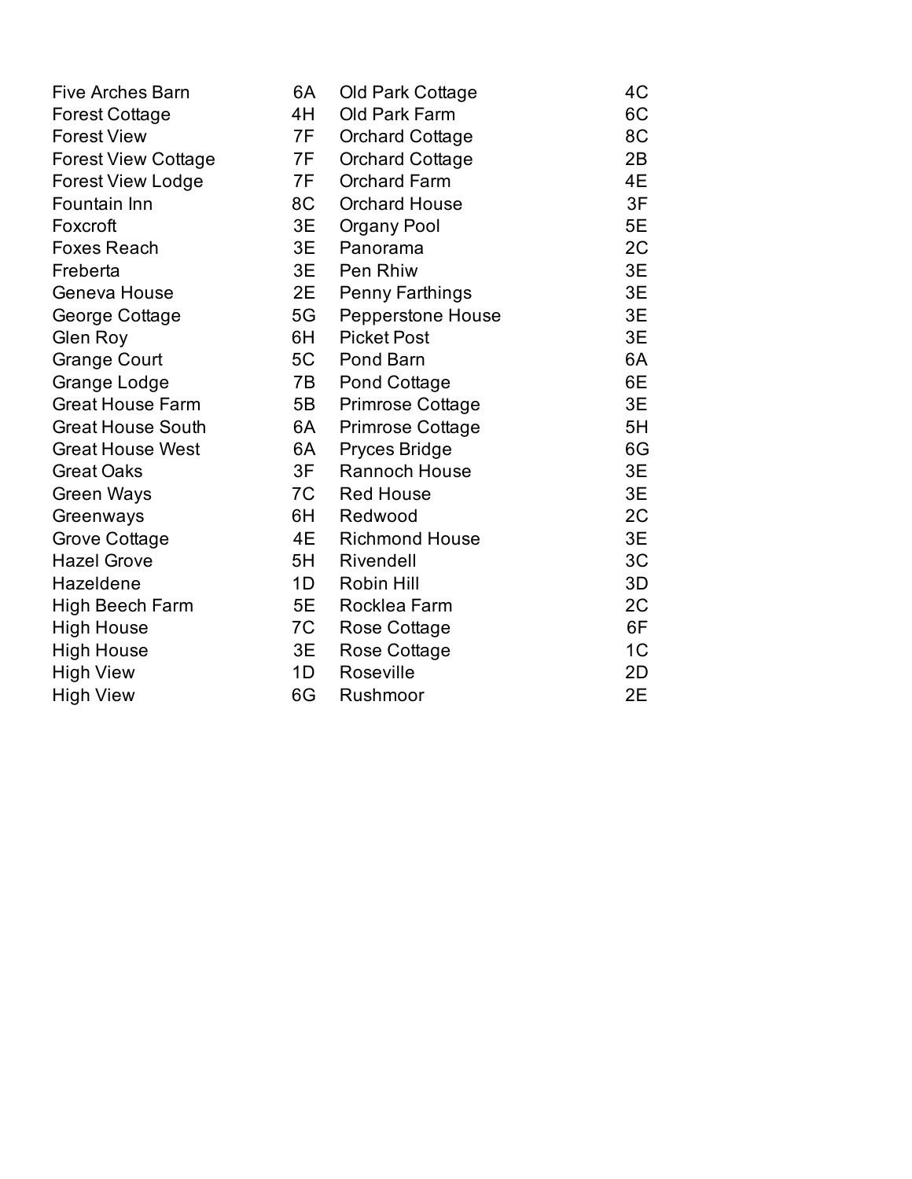| | | | |
|---|---|---|---|
| Five Arches Barn | 6A | Old Park Cottage | 4C |
| Forest Cottage | 4H | Old Park Farm | 6C |
| Forest View | 7F | Orchard Cottage | 8C |
| Forest View Cottage | 7F | Orchard Cottage | 2B |
| Forest View Lodge | 7F | Orchard Farm | 4E |
| Fountain Inn | 8C | Orchard House | 3F |
| Foxcroft | 3E | Organy Pool | 5E |
| Foxes Reach | 3E | Panorama | 2C |
| Freberta | 3E | Pen Rhiw | 3E |
| Geneva House | 2E | Penny Farthings | 3E |
| George Cottage | 5G | Pepperstone House | 3E |
| Glen Roy | 6H | Picket Post | 3E |
| Grange Court | 5C | Pond Barn | 6A |
| Grange Lodge | 7B | Pond Cottage | 6E |
| Great House Farm | 5B | Primrose Cottage | 3E |
| Great House South | 6A | Primrose Cottage | 5H |
| Great House West | 6A | Pryces Bridge | 6G |
| Great Oaks | 3F | Rannoch House | 3E |
| Green Ways | 7C | Red House | 3E |
| Greenways | 6H | Redwood | 2C |
| Grove Cottage | 4E | Richmond House | 3E |
| Hazel Grove | 5H | Rivendell | 3C |
| Hazeldene | 1D | Robin Hill | 3D |
| High Beech Farm | 5E | Rocklea Farm | 2C |
| High House | 7C | Rose Cottage | 6F |
| High House | 3E | Rose Cottage | 1C |
| High View | 1D | Roseville | 2D |
| High View | 6G | Rushmoor | 2E |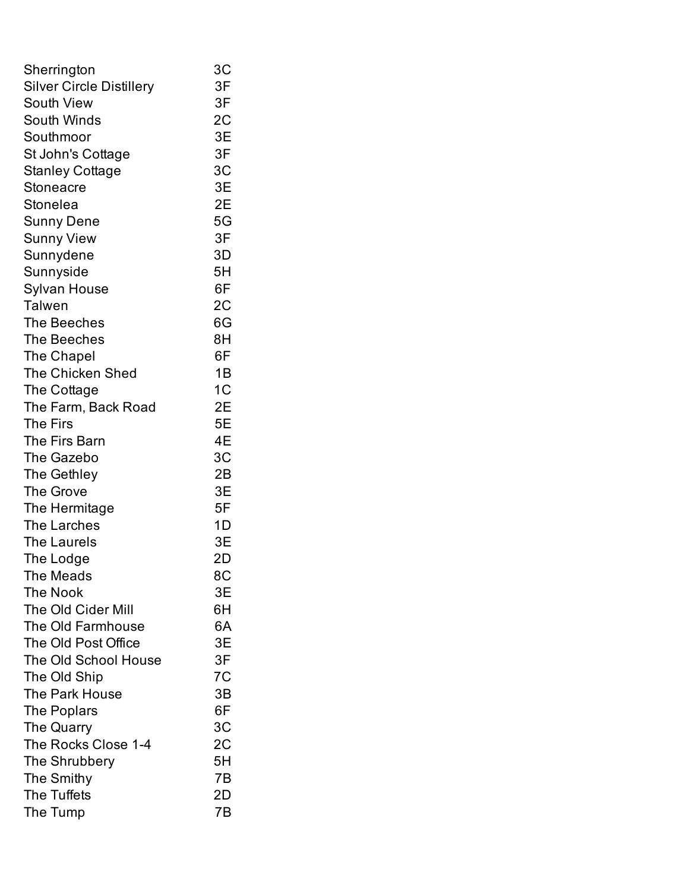| | |
|---|---|
| Sherrington | 3C |
| Silver Circle Distillery | 3F |
| South View | 3F |
| South Winds | 2C |
| Southmoor | 3E |
| St John's Cottage | 3F |
| Stanley Cottage | 3C |
| Stoneacre | 3E |
| Stonelea | 2E |
| Sunny Dene | 5G |
| Sunny View | 3F |
| Sunnydene | 3D |
| Sunnyside | 5H |
| Sylvan House | 6F |
| Talwen | 2C |
| The Beeches | 6G |
| The Beeches | 8H |
| The Chapel | 6F |
| The Chicken Shed | 1B |
| The Cottage | 1C |
| The Farm, Back Road | 2E |
| The Firs | 5E |
| The Firs Barn | 4E |
| The Gazebo | 3C |
| The Gethley | 2B |
| The Grove | 3E |
| The Hermitage | 5F |
| The Larches | 1D |
| The Laurels | 3E |
| The Lodge | 2D |
| The Meads | 8C |
| The Nook | 3E |
| The Old Cider Mill | 6H |
| The Old Farmhouse | 6A |
| The Old Post Office | 3E |
| The Old School House | 3F |
| The Old Ship | 7C |
| The Park House | 3B |
| The Poplars | 6F |
| The Quarry | 3C |
| The Rocks Close 1-4 | 2C |
| The Shrubbery | 5H |
| The Smithy | 7B |
| The Tuffets | 2D |
| The Tump | 7B |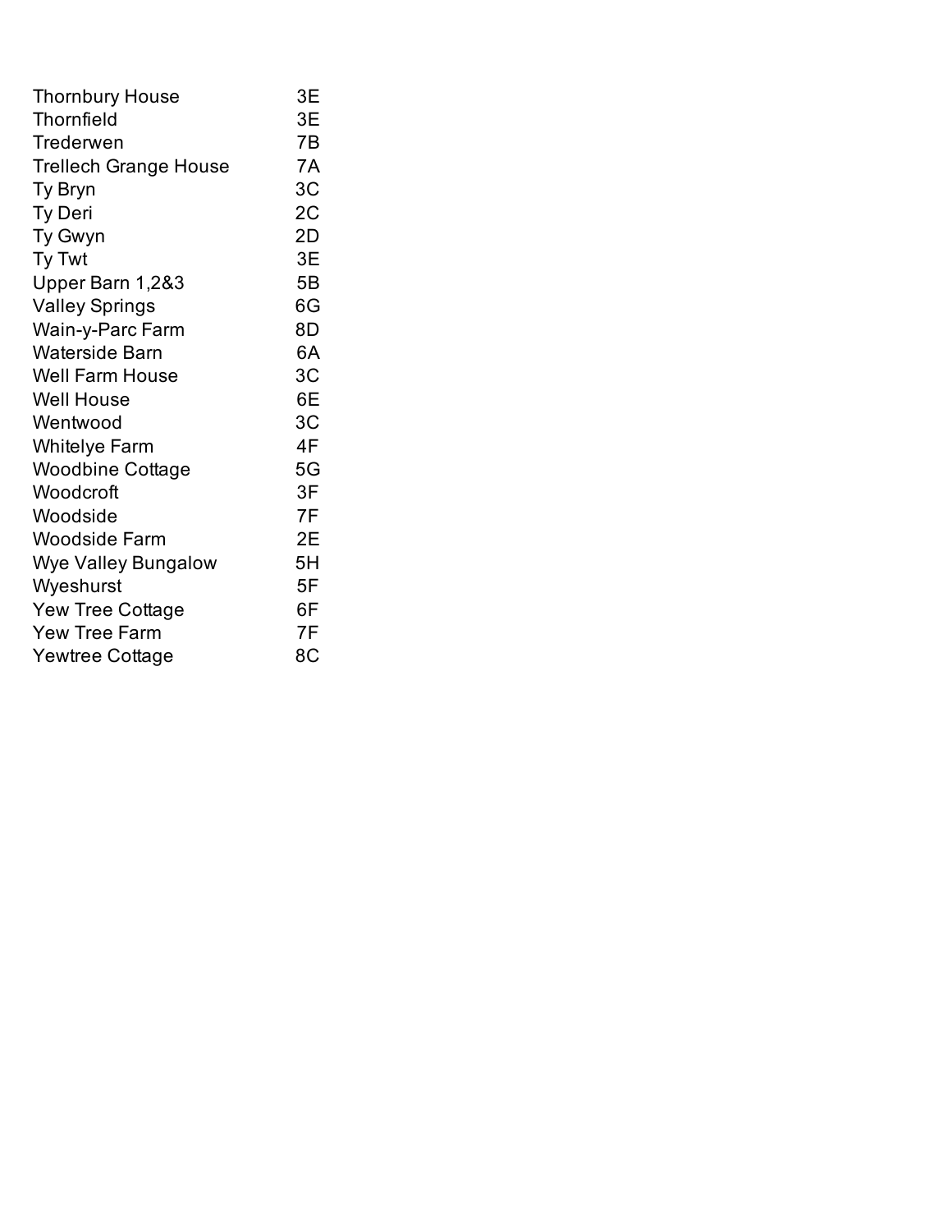| | |
|---|---|
| Thornbury House | 3E |
| Thornfield | 3E |
| Trederwen | 7B |
| Trellech Grange House | 7A |
| Ty Bryn | 3C |
| Ty Deri | 2C |
| Ty Gwyn | 2D |
| Ty Twt | 3E |
| Upper Barn 1,2&3 | 5B |
| Valley Springs | 6G |
| Wain-y-Parc Farm | 8D |
| Waterside Barn | 6A |
| Well Farm House | 3C |
| Well House | 6E |
| Wentwood | 3C |
| Whitelye Farm | 4F |
| Woodbine Cottage | 5G |
| Woodcroft | 3F |
| Woodside | 7F |
| Woodside Farm | 2E |
| Wye Valley Bungalow | 5H |
| Wyeshurst | 5F |
| Yew Tree Cottage | 6F |
| Yew Tree Farm | 7F |
| Yewtree Cottage | 8C |